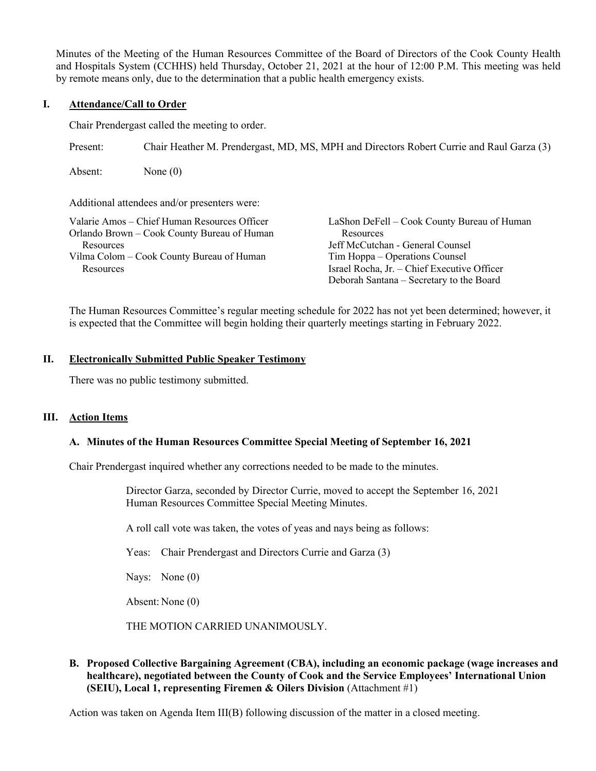Minutes of the Meeting of the Human Resources Committee of the Board of Directors of the Cook County Health and Hospitals System (CCHHS) held Thursday, October 21, 2021 at the hour of 12:00 P.M. This meeting was held by remote means only, due to the determination that a public health emergency exists.

## I. Attendance/Call to Order

Chair Prendergast called the meeting to order.

Present: Chair Heather M. Prendergast, MD, MS, MPH and Directors Robert Currie and Raul Garza (3)

Absent: None (0)

Additional attendees and/or presenters were:

Valarie Amos – Chief Human Resources Officer
Orlando Brown – Cook County Bureau of Human Resources
Vilma Colom – Cook County Bureau of Human Resources
LaShon DeFell – Cook County Bureau of Human Resources
Jeff McCutchan - General Counsel
Tim Hoppa – Operations Counsel
Israel Rocha, Jr. – Chief Executive Officer
Deborah Santana – Secretary to the Board

The Human Resources Committee's regular meeting schedule for 2022 has not yet been determined; however, it is expected that the Committee will begin holding their quarterly meetings starting in February 2022.

## II. Electronically Submitted Public Speaker Testimony

There was no public testimony submitted.

## III. Action Items

### A. Minutes of the Human Resources Committee Special Meeting of September 16, 2021

Chair Prendergast inquired whether any corrections needed to be made to the minutes.

Director Garza, seconded by Director Currie, moved to accept the September 16, 2021 Human Resources Committee Special Meeting Minutes.

A roll call vote was taken, the votes of yeas and nays being as follows:

Yeas: Chair Prendergast and Directors Currie and Garza (3)

Nays: None (0)

Absent: None (0)

THE MOTION CARRIED UNANIMOUSLY.

### B. Proposed Collective Bargaining Agreement (CBA), including an economic package (wage increases and healthcare), negotiated between the County of Cook and the Service Employees' International Union (SEIU), Local 1, representing Firemen & Oilers Division (Attachment #1)

Action was taken on Agenda Item III(B) following discussion of the matter in a closed meeting.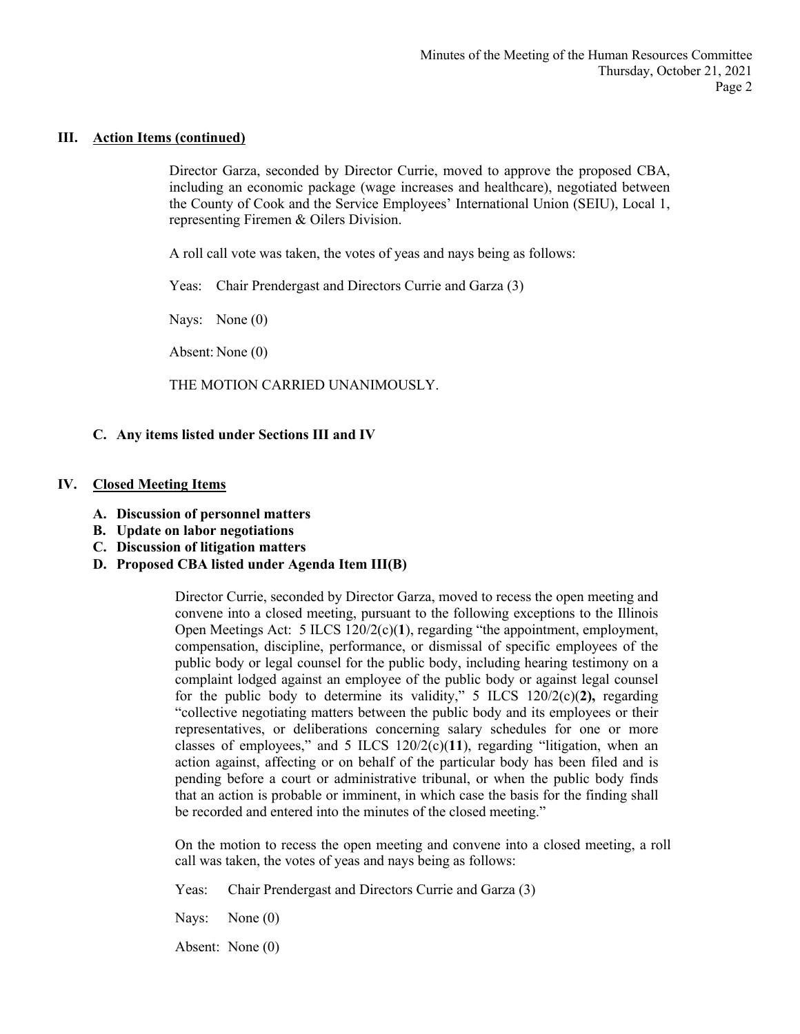## III. Action Items (continued)

Director Garza, seconded by Director Currie, moved to approve the proposed CBA, including an economic package (wage increases and healthcare), negotiated between the County of Cook and the Service Employees' International Union (SEIU), Local 1, representing Firemen & Oilers Division.

A roll call vote was taken, the votes of yeas and nays being as follows:

Yeas: Chair Prendergast and Directors Currie and Garza (3)

Nays: None (0)

Absent: None (0)

THE MOTION CARRIED UNANIMOUSLY.

### C. Any items listed under Sections III and IV

## IV. Closed Meeting Items

- **A. Discussion of personnel matters**
- **B. Update on labor negotiations**
- **C. Discussion of litigation matters**
- **D. Proposed CBA listed under Agenda Item III(B)**

Director Currie, seconded by Director Garza, moved to recess the open meeting and convene into a closed meeting, pursuant to the following exceptions to the Illinois Open Meetings Act: 5 ILCS 120/2(c)(**1**), regarding "the appointment, employment, compensation, discipline, performance, or dismissal of specific employees of the public body or legal counsel for the public body, including hearing testimony on a complaint lodged against an employee of the public body or against legal counsel for the public body to determine its validity," 5 ILCS 120/2(c)(**2**), regarding "collective negotiating matters between the public body and its employees or their representatives, or deliberations concerning salary schedules for one or more classes of employees," and 5 ILCS 120/2(c)(**11**), regarding "litigation, when an action against, affecting or on behalf of the particular body has been filed and is pending before a court or administrative tribunal, or when the public body finds that an action is probable or imminent, in which case the basis for the finding shall be recorded and entered into the minutes of the closed meeting."

On the motion to recess the open meeting and convene into a closed meeting, a roll call was taken, the votes of yeas and nays being as follows:

Yeas: Chair Prendergast and Directors Currie and Garza (3)

Nays: None (0)

Absent: None (0)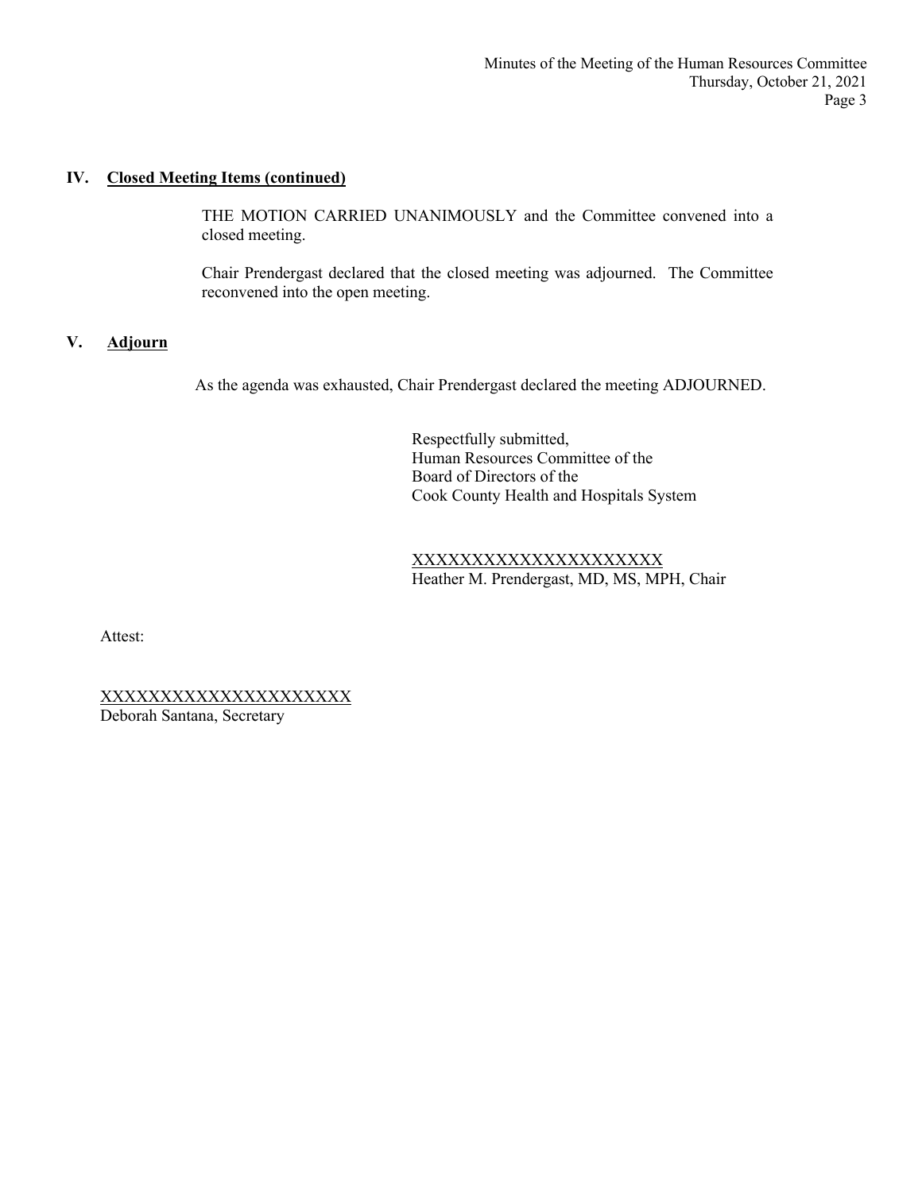## IV. Closed Meeting Items (continued)

THE MOTION CARRIED UNANIMOUSLY and the Committee convened into a closed meeting.

Chair Prendergast declared that the closed meeting was adjourned. The Committee reconvened into the open meeting.

## V. Adjourn

As the agenda was exhausted, Chair Prendergast declared the meeting ADJOURNED.

Respectfully submitted,
Human Resources Committee of the
Board of Directors of the
Cook County Health and Hospitals System

XXXXXXXXXXXXXXXXXXXXXX
Heather M. Prendergast, MD, MS, MPH, Chair

Attest:

XXXXXXXXXXXXXXXXXXXXXX
Deborah Santana, Secretary